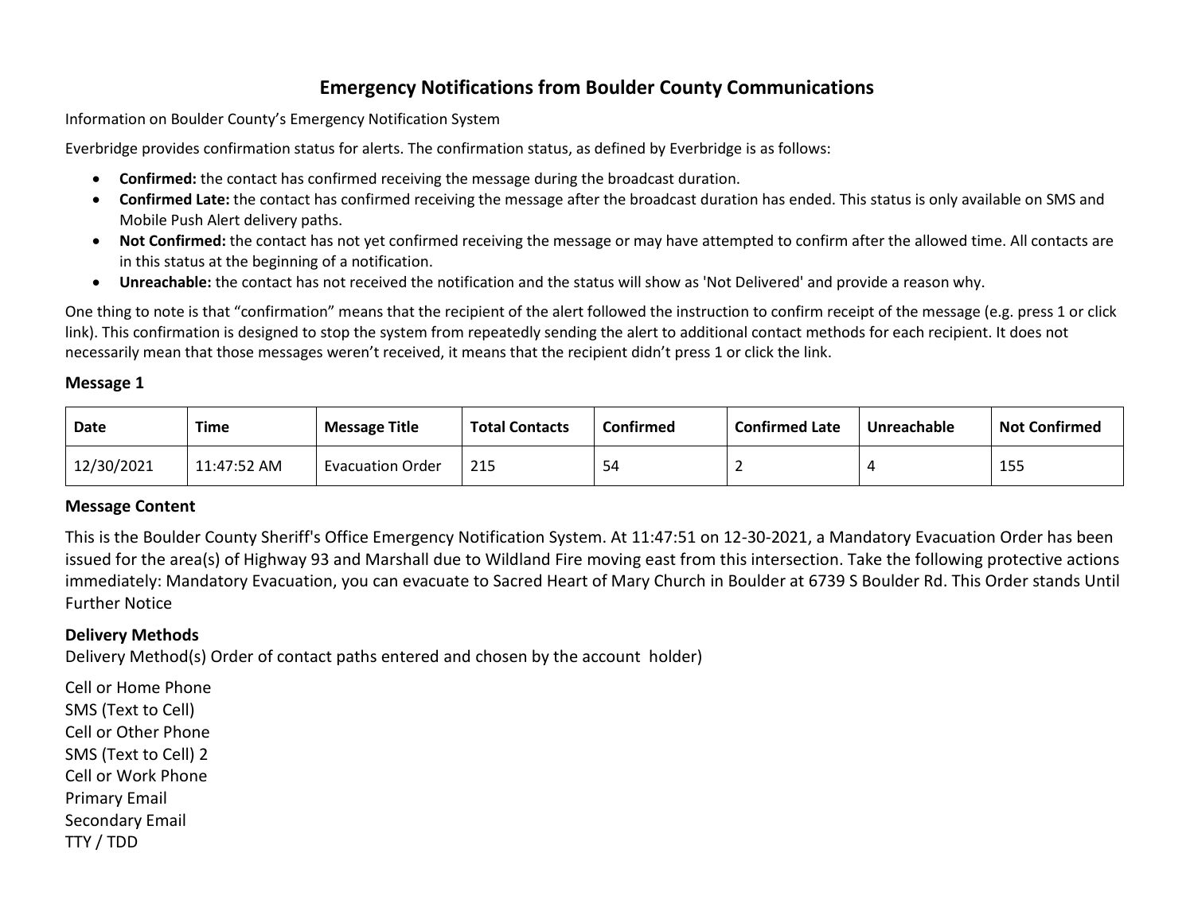# Emergency Notifications from Boulder County Communications

Information on Boulder County's Emergency Notification System

Everbridge provides confirmation status for alerts. The confirmation status, as defined by Everbridge is as follows:

- **Confirmed:** the contact has confirmed receiving the message during the broadcast duration.
- **Confirmed Late:** the contact has confirmed receiving the message after the broadcast duration has ended. This status is only available on SMS and Mobile Push Alert delivery paths.
- **Not Confirmed:** the contact has not yet confirmed receiving the message or may have attempted to confirm after the allowed time. All contacts are in this status at the beginning of a notification.
- **Unreachable:** the contact has not received the notification and the status will show as 'Not Delivered' and provide a reason why.

One thing to note is that "confirmation" means that the recipient of the alert followed the instruction to confirm receipt of the message (e.g. press 1 or click link). This confirmation is designed to stop the system from repeatedly sending the alert to additional contact methods for each recipient. It does not necessarily mean that those messages weren't received, it means that the recipient didn't press 1 or click the link.

### Message 1

| Date | Time | Message Title | Total Contacts | Confirmed | Confirmed Late | Unreachable | Not Confirmed |
|---|---|---|---|---|---|---|---|
| 12/30/2021 | 11:47:52 AM | Evacuation Order | 215 | 54 | 2 | 4 | 155 |

### Message Content

This is the Boulder County Sheriff's Office Emergency Notification System. At 11:47:51 on 12-30-2021, a Mandatory Evacuation Order has been issued for the area(s) of Highway 93 and Marshall due to Wildland Fire moving east from this intersection. Take the following protective actions immediately: Mandatory Evacuation, you can evacuate to Sacred Heart of Mary Church in Boulder at 6739 S Boulder Rd. This Order stands Until Further Notice

### Delivery Methods

Delivery Method(s) Order of contact paths entered and chosen by the account holder)

Cell or Home Phone
SMS (Text to Cell)
Cell or Other Phone
SMS (Text to Cell) 2
Cell or Work Phone
Primary Email
Secondary Email
TTY / TDD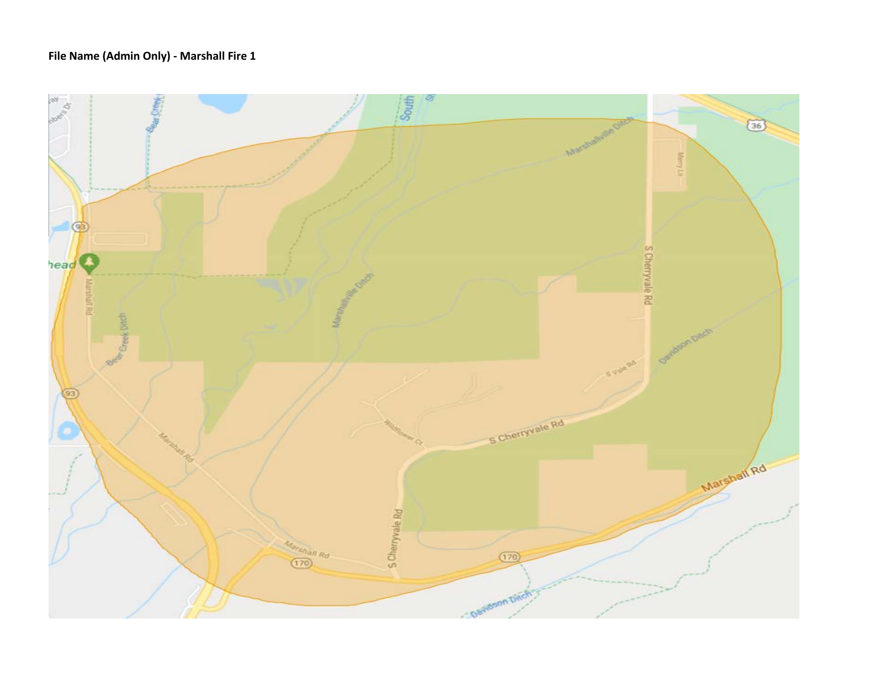**File Name (Admin Only) - Marshall Fire 1**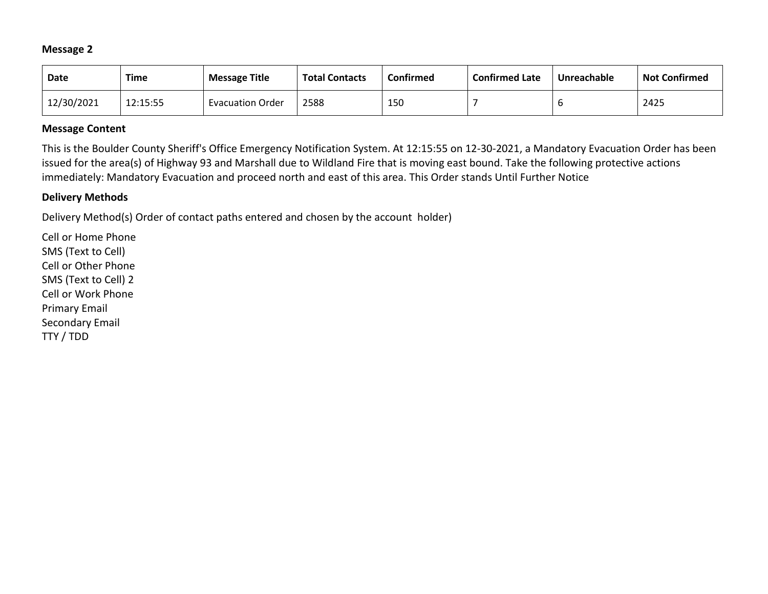**Message 2**

| Date | Time | Message Title | Total Contacts | Confirmed | Confirmed Late | Unreachable | Not Confirmed |
|---|---|---|---|---|---|---|---|
| 12/30/2021 | 12:15:55 | Evacuation Order | 2588 | 150 | 7 | 6 | 2425 |

**Message Content**

This is the Boulder County Sheriff's Office Emergency Notification System. At 12:15:55 on 12-30-2021, a Mandatory Evacuation Order has been issued for the area(s) of Highway 93 and Marshall due to Wildland Fire that is moving east bound. Take the following protective actions immediately: Mandatory Evacuation and proceed north and east of this area. This Order stands Until Further Notice

**Delivery Methods**

Delivery Method(s) Order of contact paths entered and chosen by the account holder)

Cell or Home Phone
SMS (Text to Cell)
Cell or Other Phone
SMS (Text to Cell) 2
Cell or Work Phone
Primary Email
Secondary Email
TTY / TDD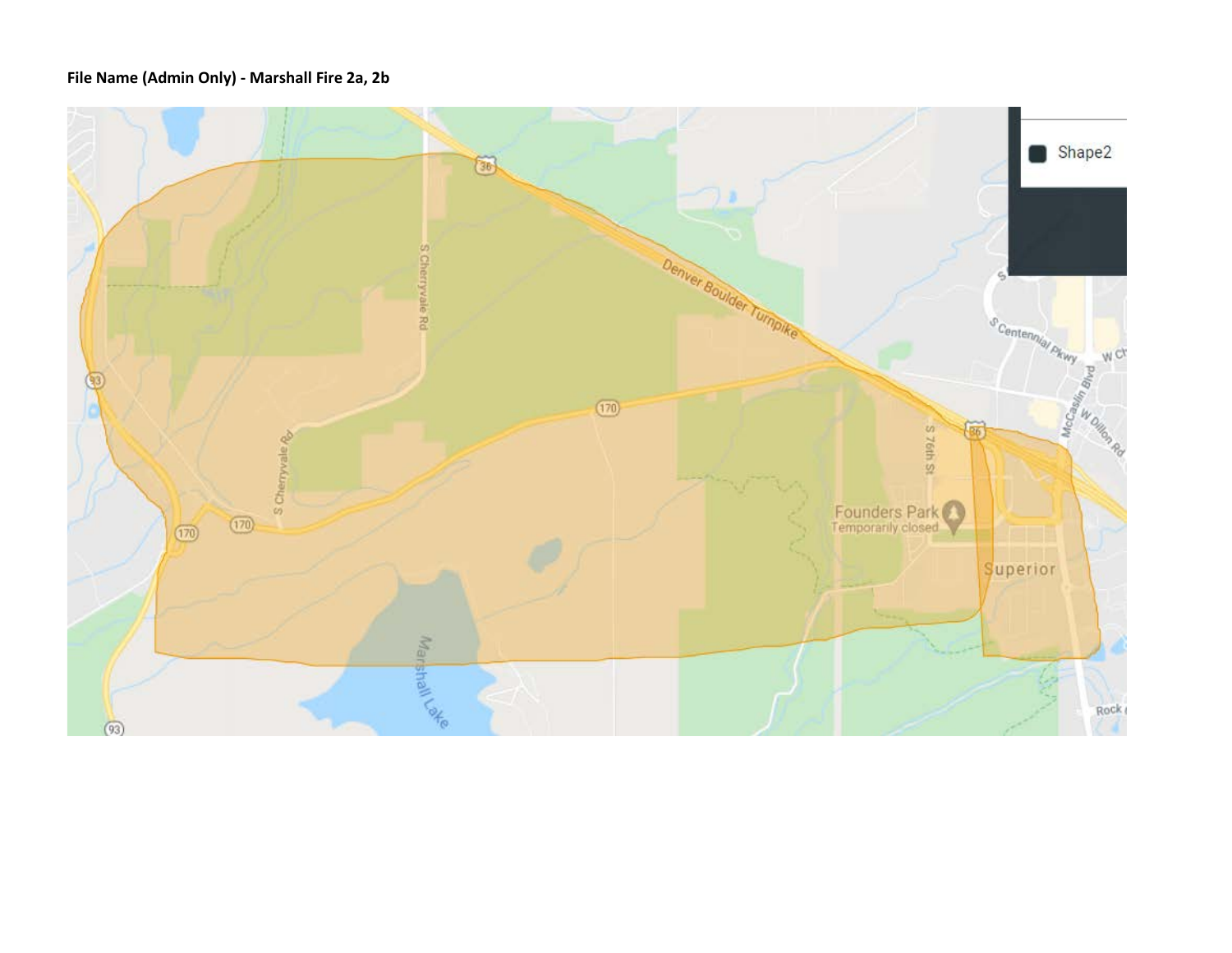**File Name (Admin Only) - Marshall Fire 2a, 2b**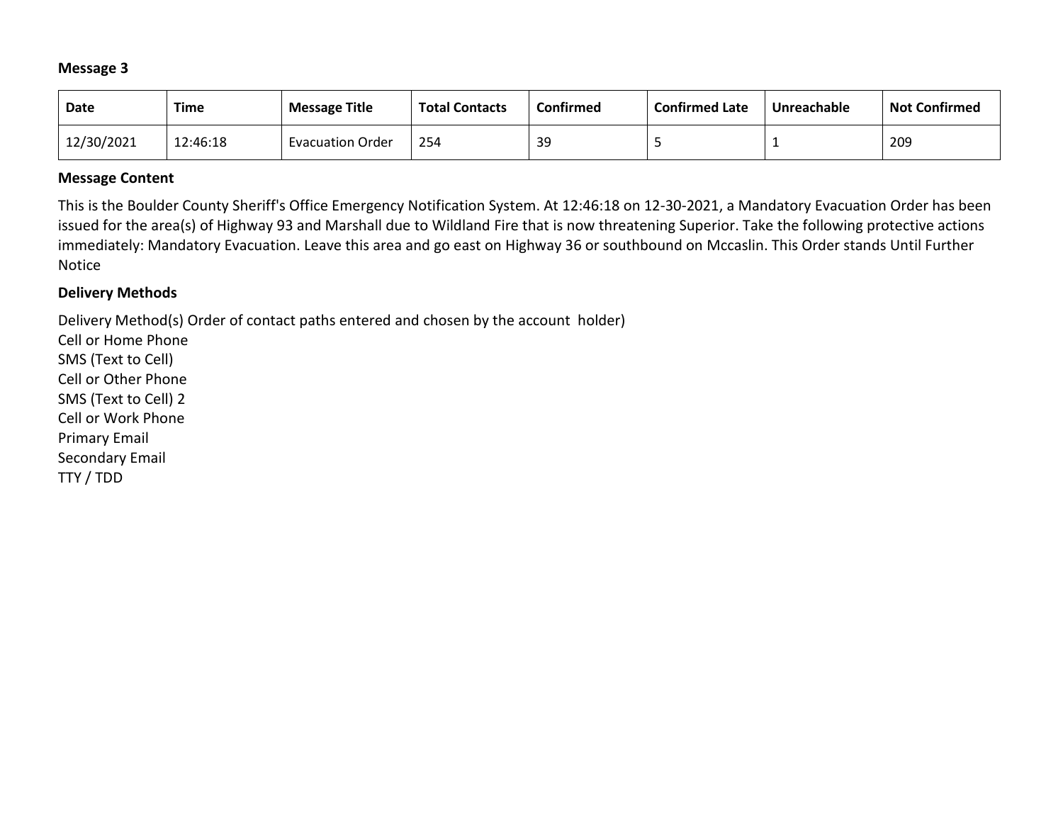**Message 3**

| Date | Time | Message Title | Total Contacts | Confirmed | Confirmed Late | Unreachable | Not Confirmed |
|---|---|---|---|---|---|---|---|
| 12/30/2021 | 12:46:18 | Evacuation Order | 254 | 39 | 5 | 1 | 209 |

**Message Content**

This is the Boulder County Sheriff's Office Emergency Notification System. At 12:46:18 on 12-30-2021, a Mandatory Evacuation Order has been issued for the area(s) of Highway 93 and Marshall due to Wildland Fire that is now threatening Superior. Take the following protective actions immediately: Mandatory Evacuation. Leave this area and go east on Highway 36 or southbound on Mccaslin. This Order stands Until Further Notice

**Delivery Methods**

Delivery Method(s) Order of contact paths entered and chosen by the account holder)
Cell or Home Phone
SMS (Text to Cell)
Cell or Other Phone
SMS (Text to Cell) 2
Cell or Work Phone
Primary Email
Secondary Email
TTY / TDD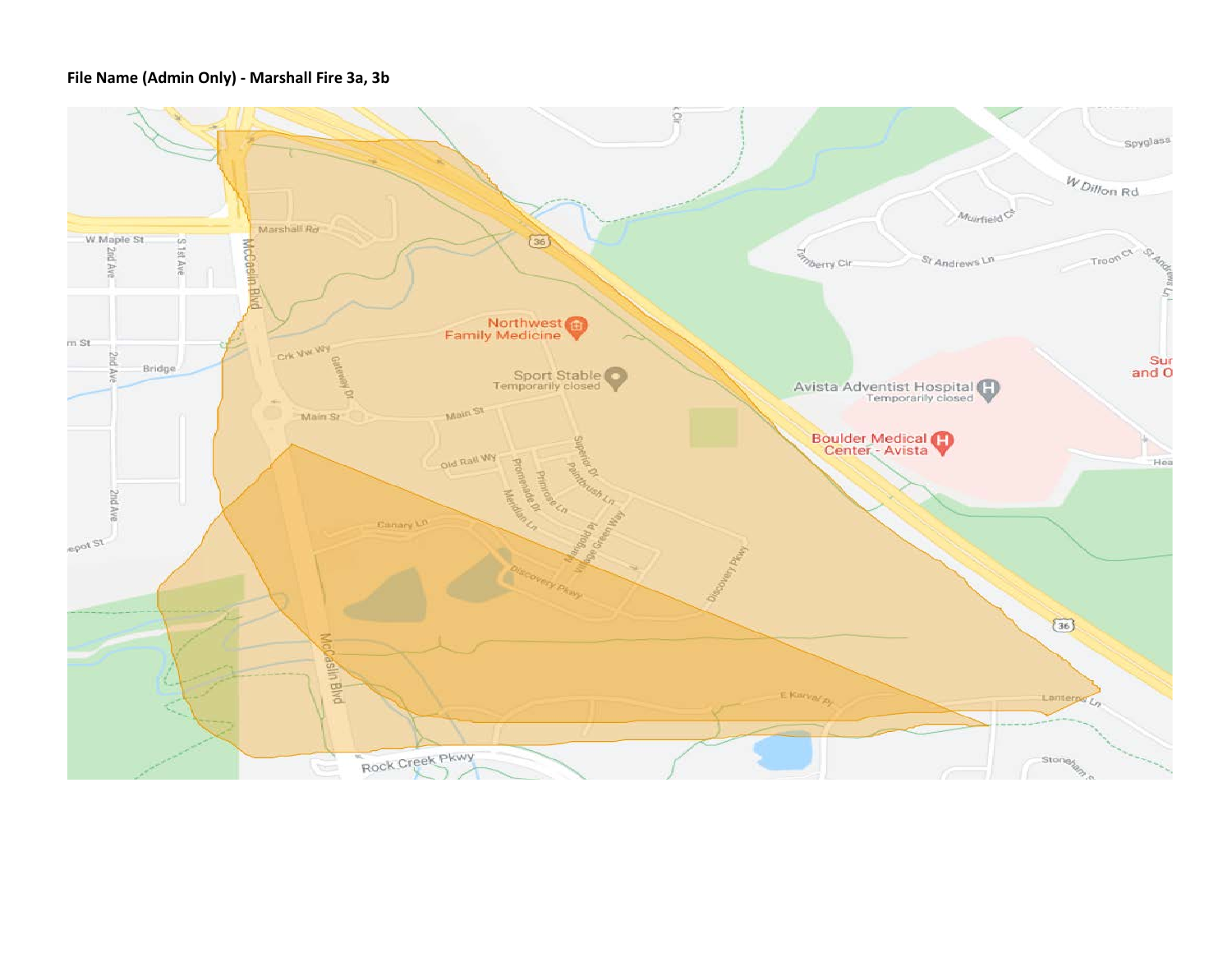**File Name (Admin Only) - Marshall Fire 3a, 3b**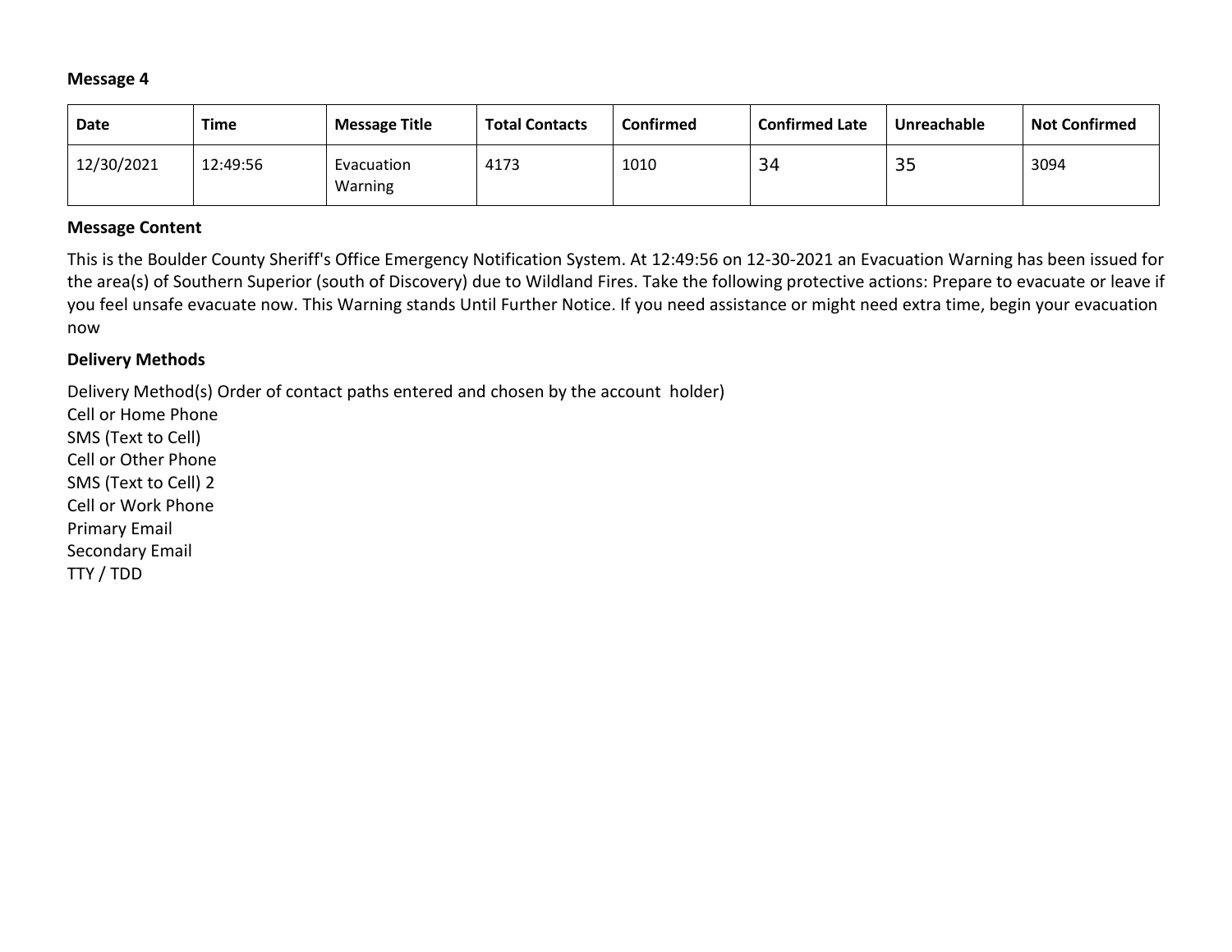**Message 4**

| Date | Time | Message Title | Total Contacts | Confirmed | Confirmed Late | Unreachable | Not Confirmed |
|---|---|---|---|---|---|---|---|
| 12/30/2021 | 12:49:56 | Evacuation Warning | 4173 | 1010 | 34 | 35 | 3094 |

**Message Content**

This is the Boulder County Sheriff's Office Emergency Notification System. At 12:49:56 on 12-30-2021 an Evacuation Warning has been issued for the area(s) of Southern Superior (south of Discovery) due to Wildland Fires. Take the following protective actions: Prepare to evacuate or leave if you feel unsafe evacuate now. This Warning stands Until Further Notice. If you need assistance or might need extra time, begin your evacuation now

**Delivery Methods**

Delivery Method(s) Order of contact paths entered and chosen by the account holder)
Cell or Home Phone
SMS (Text to Cell)
Cell or Other Phone
SMS (Text to Cell) 2
Cell or Work Phone
Primary Email
Secondary Email
TTY / TDD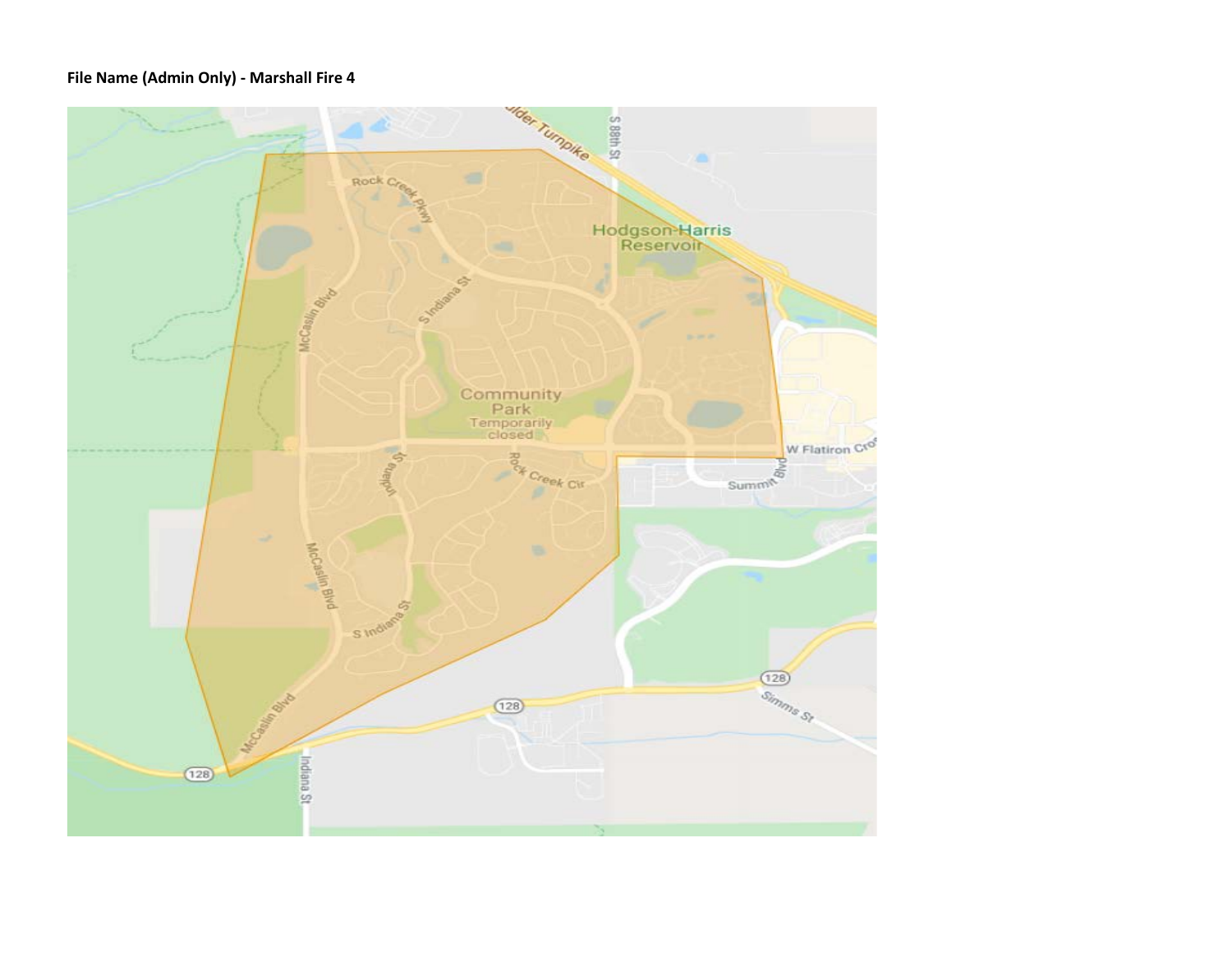**File Name (Admin Only) - Marshall Fire 4**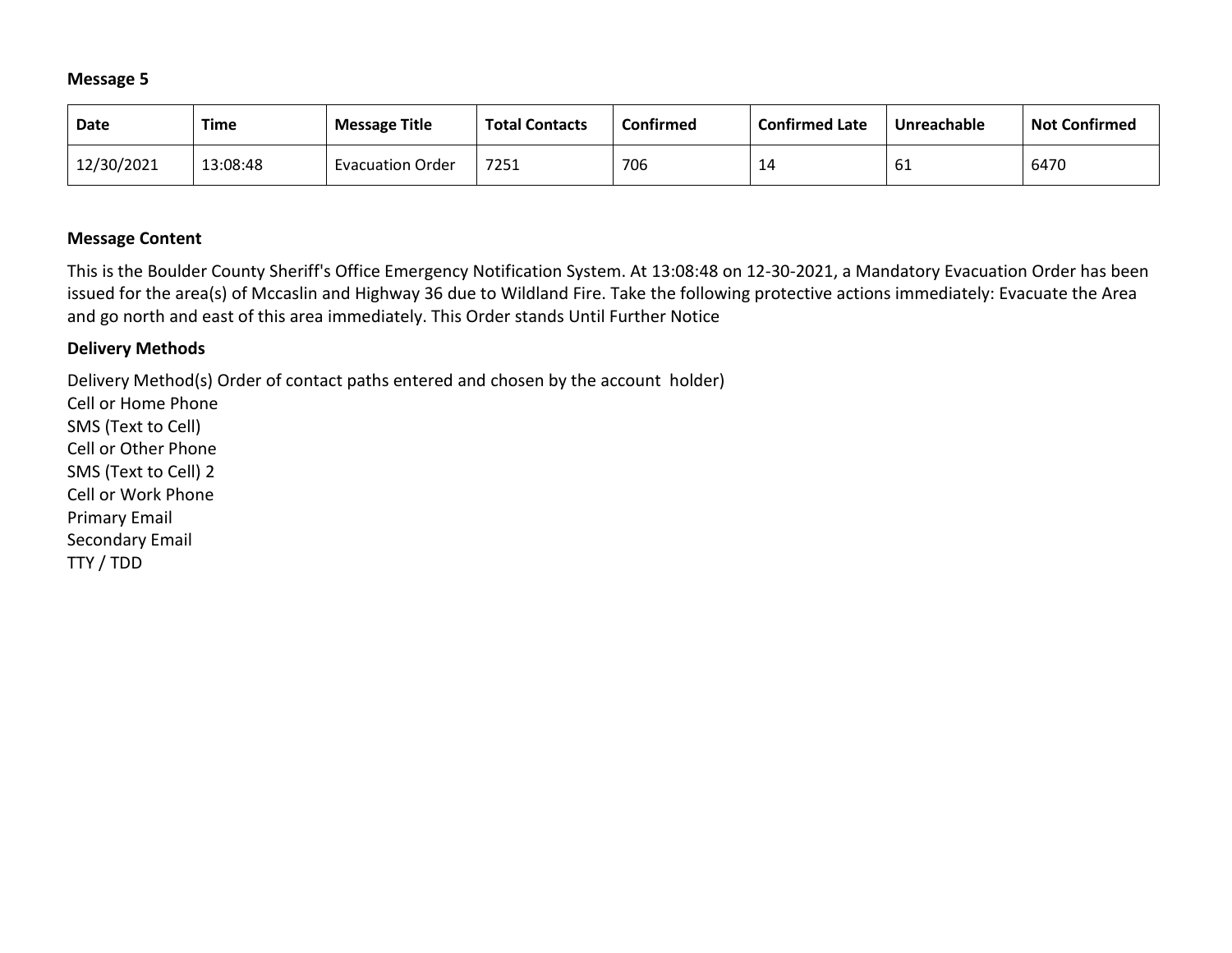**Message 5**

| Date | Time | Message Title | Total Contacts | Confirmed | Confirmed Late | Unreachable | Not Confirmed |
| --- | --- | --- | --- | --- | --- | --- | --- |
| 12/30/2021 | 13:08:48 | Evacuation Order | 7251 | 706 | 14 | 61 | 6470 |

**Message Content**

This is the Boulder County Sheriff's Office Emergency Notification System. At 13:08:48 on 12-30-2021, a Mandatory Evacuation Order has been issued for the area(s) of Mccaslin and Highway 36 due to Wildland Fire. Take the following protective actions immediately: Evacuate the Area and go north and east of this area immediately. This Order stands Until Further Notice

**Delivery Methods**

Delivery Method(s) Order of contact paths entered and chosen by the account holder)
Cell or Home Phone
SMS (Text to Cell)
Cell or Other Phone
SMS (Text to Cell) 2
Cell or Work Phone
Primary Email
Secondary Email
TTY / TDD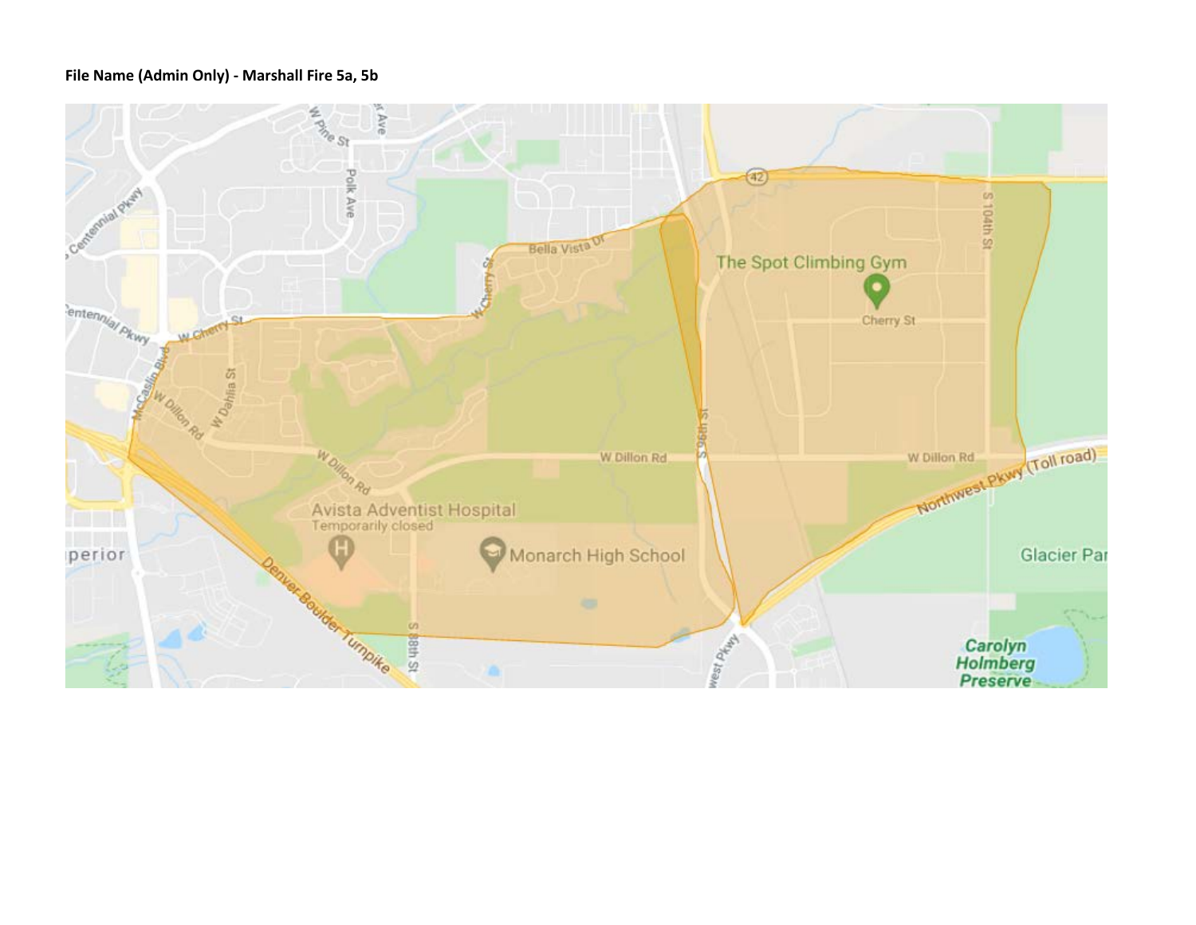**File Name (Admin Only) - Marshall Fire 5a, 5b**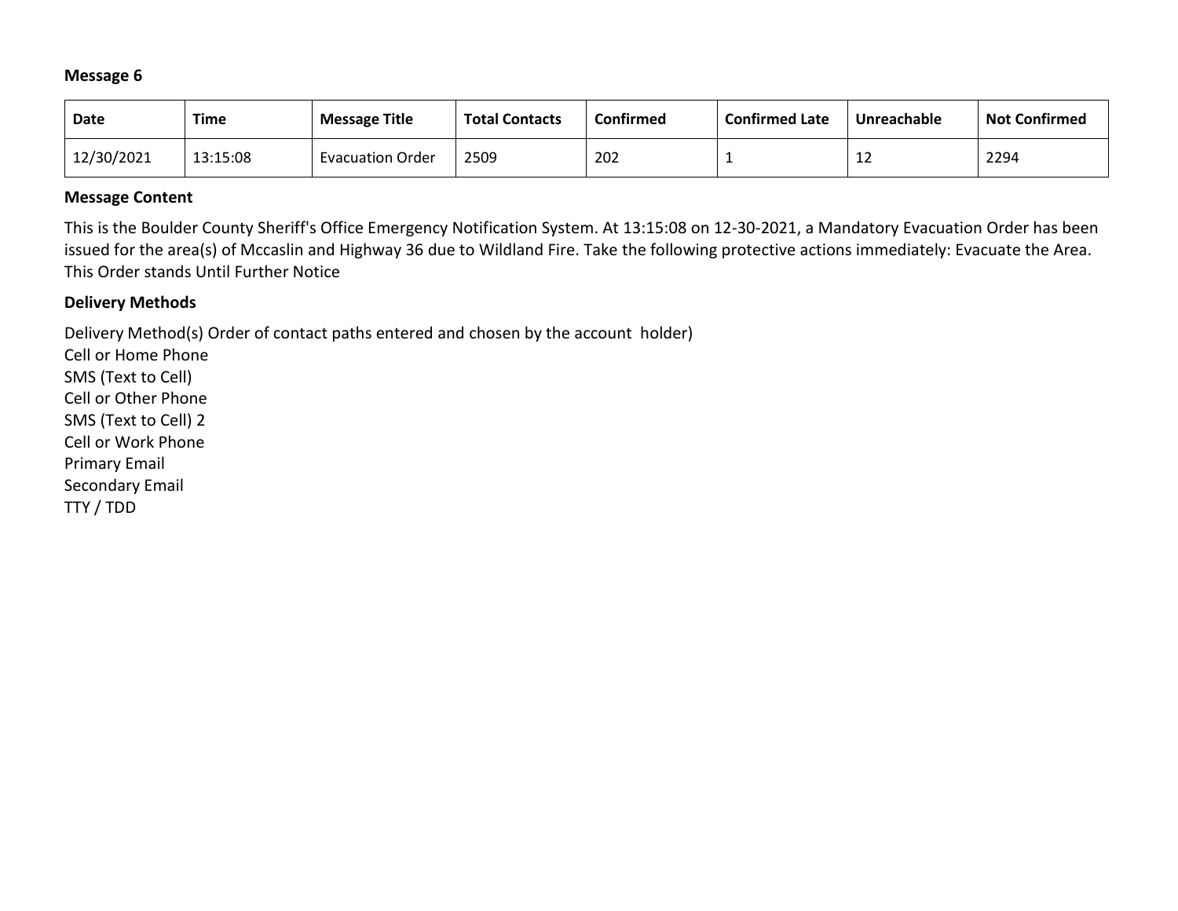**Message 6**

| Date | Time | Message Title | Total Contacts | Confirmed | Confirmed Late | Unreachable | Not Confirmed |
|---|---|---|---|---|---|---|---|
| 12/30/2021 | 13:15:08 | Evacuation Order | 2509 | 202 | 1 | 12 | 2294 |

**Message Content**

This is the Boulder County Sheriff's Office Emergency Notification System. At 13:15:08 on 12-30-2021, a Mandatory Evacuation Order has been issued for the area(s) of Mccaslin and Highway 36 due to Wildland Fire. Take the following protective actions immediately: Evacuate the Area. This Order stands Until Further Notice

**Delivery Methods**

Delivery Method(s) Order of contact paths entered and chosen by the account holder)
Cell or Home Phone
SMS (Text to Cell)
Cell or Other Phone
SMS (Text to Cell) 2
Cell or Work Phone
Primary Email
Secondary Email
TTY / TDD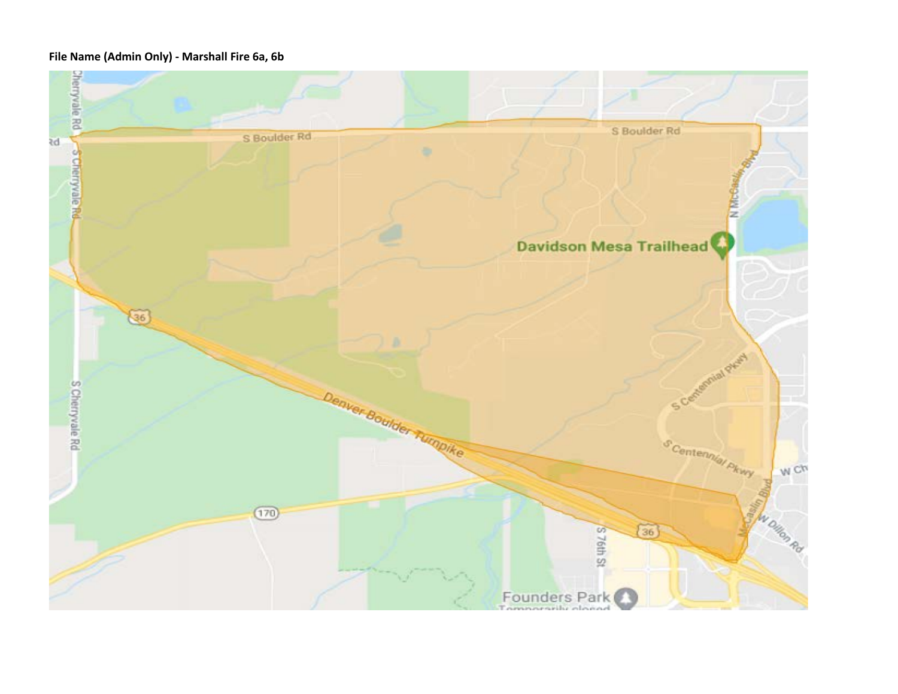**File Name (Admin Only) - Marshall Fire 6a, 6b**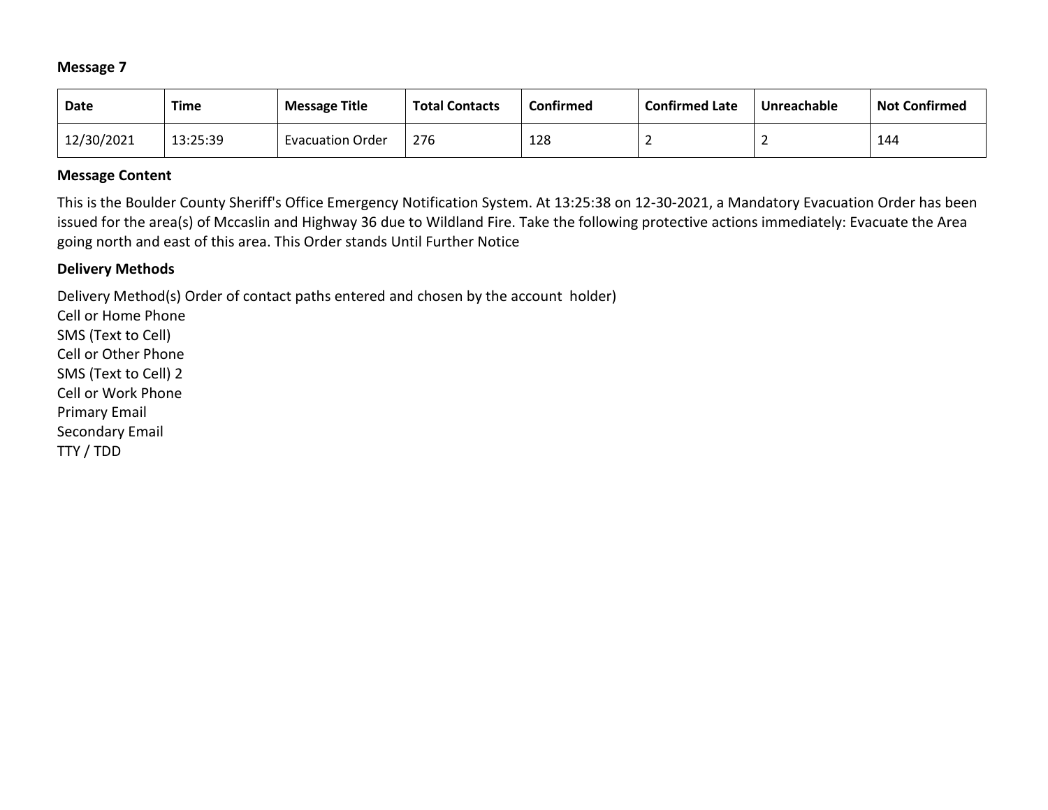**Message 7**

| Date | Time | Message Title | Total Contacts | Confirmed | Confirmed Late | Unreachable | Not Confirmed |
|---|---|---|---|---|---|---|---|
| 12/30/2021 | 13:25:39 | Evacuation Order | 276 | 128 | 2 | 2 | 144 |

**Message Content**

This is the Boulder County Sheriff's Office Emergency Notification System. At 13:25:38 on 12-30-2021, a Mandatory Evacuation Order has been issued for the area(s) of Mccaslin and Highway 36 due to Wildland Fire. Take the following protective actions immediately: Evacuate the Area going north and east of this area. This Order stands Until Further Notice

**Delivery Methods**

Delivery Method(s) Order of contact paths entered and chosen by the account holder)
Cell or Home Phone
SMS (Text to Cell)
Cell or Other Phone
SMS (Text to Cell) 2
Cell or Work Phone
Primary Email
Secondary Email
TTY / TDD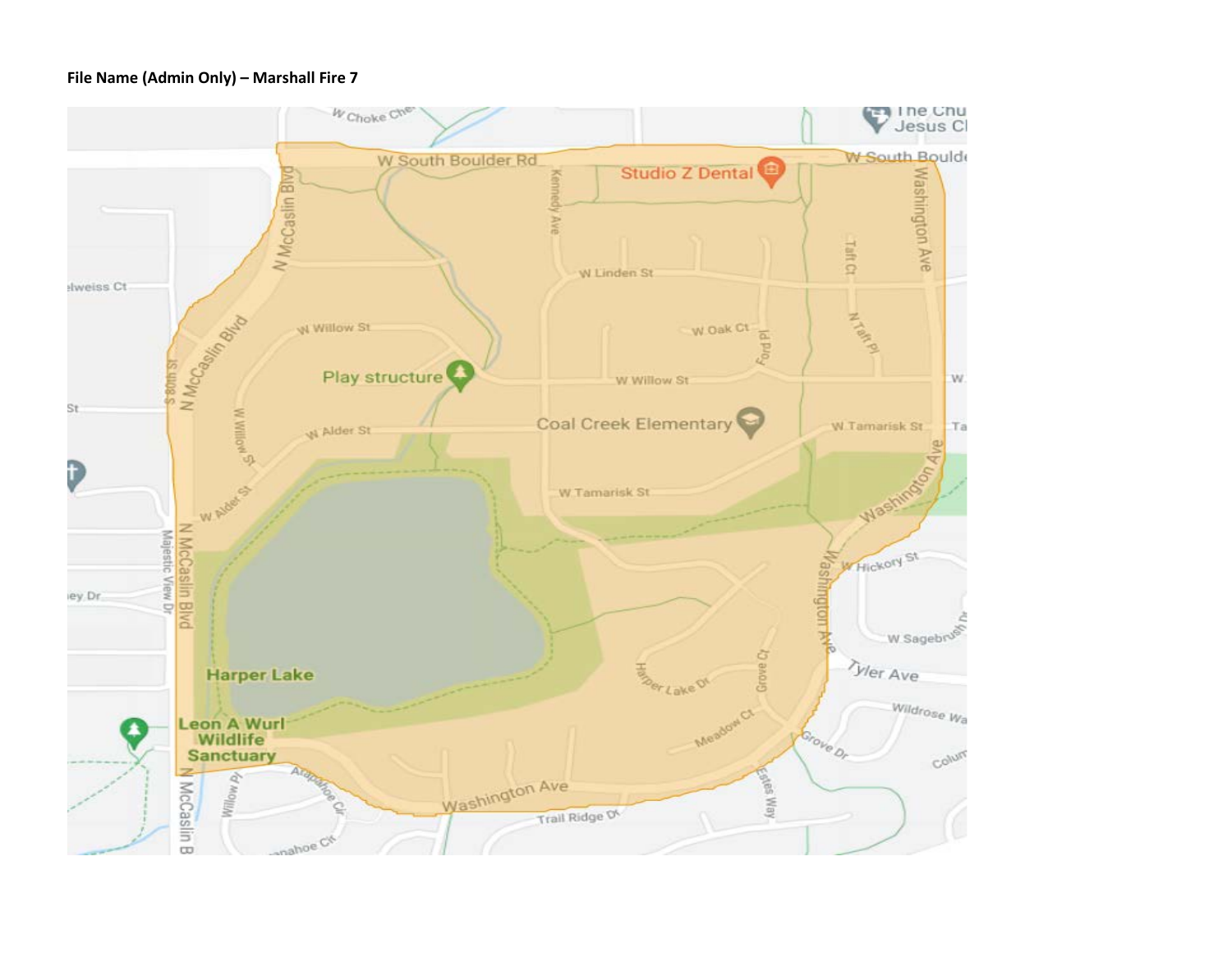**File Name (Admin Only) – Marshall Fire 7**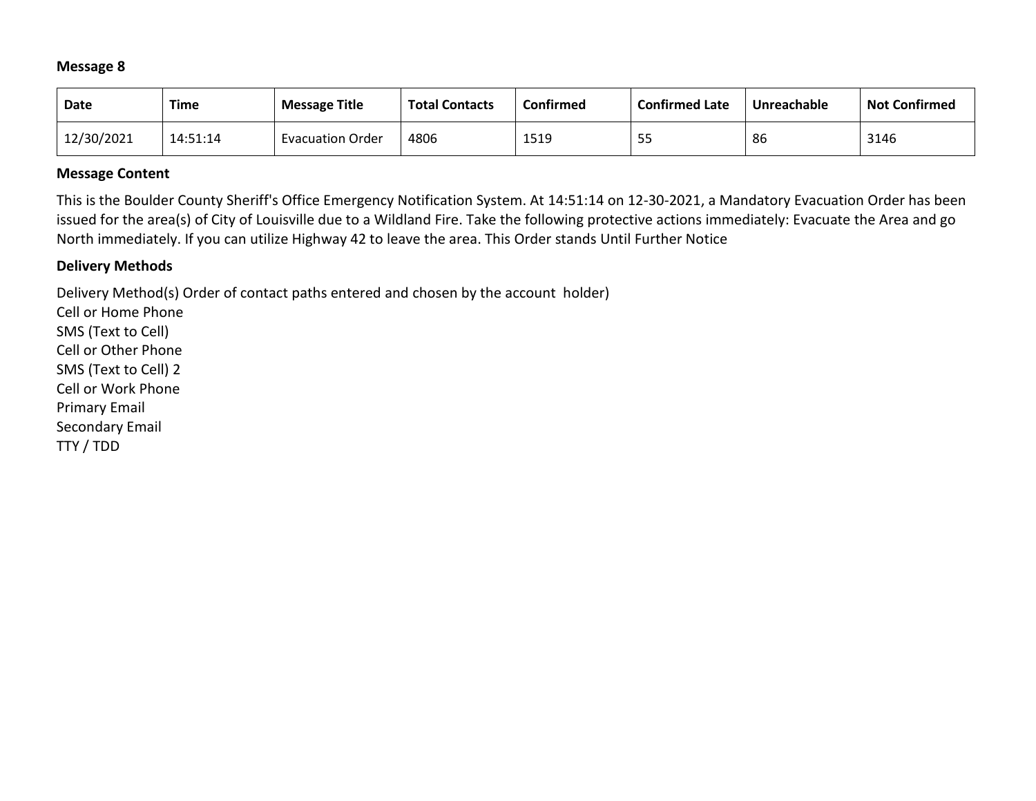**Message 8**

| Date | Time | Message Title | Total Contacts | Confirmed | Confirmed Late | Unreachable | Not Confirmed |
| --- | --- | --- | --- | --- | --- | --- | --- |
| 12/30/2021 | 14:51:14 | Evacuation Order | 4806 | 1519 | 55 | 86 | 3146 |

**Message Content**

This is the Boulder County Sheriff's Office Emergency Notification System. At 14:51:14 on 12-30-2021, a Mandatory Evacuation Order has been issued for the area(s) of City of Louisville due to a Wildland Fire. Take the following protective actions immediately: Evacuate the Area and go North immediately. If you can utilize Highway 42 to leave the area. This Order stands Until Further Notice

**Delivery Methods**

Delivery Method(s) Order of contact paths entered and chosen by the account holder)
Cell or Home Phone
SMS (Text to Cell)
Cell or Other Phone
SMS (Text to Cell) 2
Cell or Work Phone
Primary Email
Secondary Email
TTY / TDD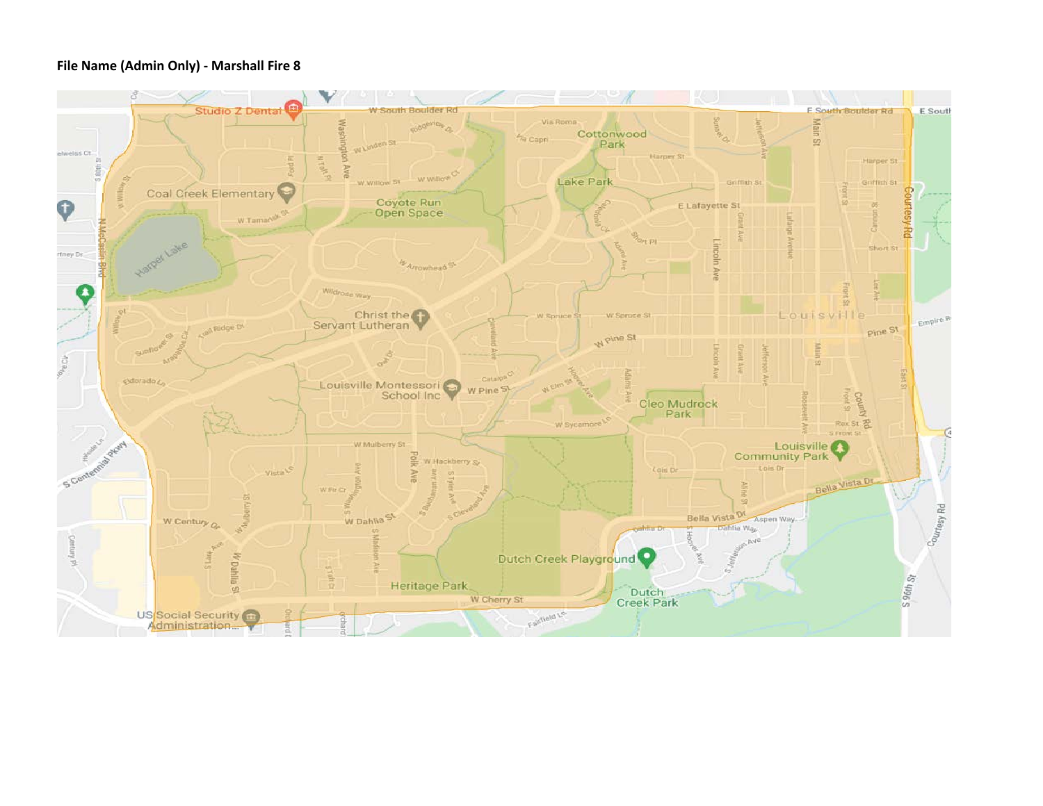**File Name (Admin Only) - Marshall Fire 8**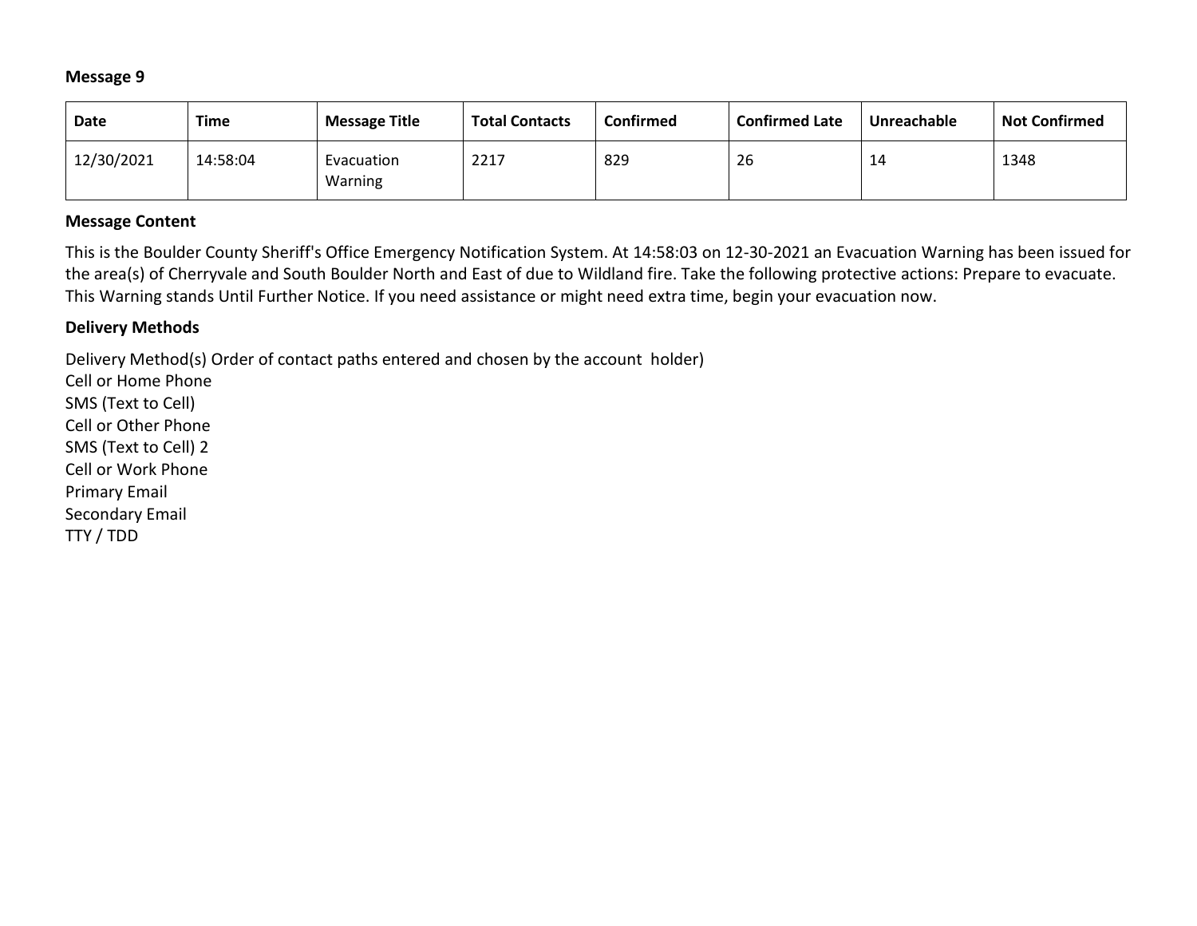**Message 9**

| Date | Time | Message Title | Total Contacts | Confirmed | Confirmed Late | Unreachable | Not Confirmed |
|---|---|---|---|---|---|---|---|
| 12/30/2021 | 14:58:04 | Evacuation Warning | 2217 | 829 | 26 | 14 | 1348 |

**Message Content**

This is the Boulder County Sheriff's Office Emergency Notification System. At 14:58:03 on 12-30-2021 an Evacuation Warning has been issued for the area(s) of Cherryvale and South Boulder North and East of due to Wildland fire. Take the following protective actions: Prepare to evacuate. This Warning stands Until Further Notice. If you need assistance or might need extra time, begin your evacuation now.

**Delivery Methods**

Delivery Method(s) Order of contact paths entered and chosen by the account holder)
Cell or Home Phone
SMS (Text to Cell)
Cell or Other Phone
SMS (Text to Cell) 2
Cell or Work Phone
Primary Email
Secondary Email
TTY / TDD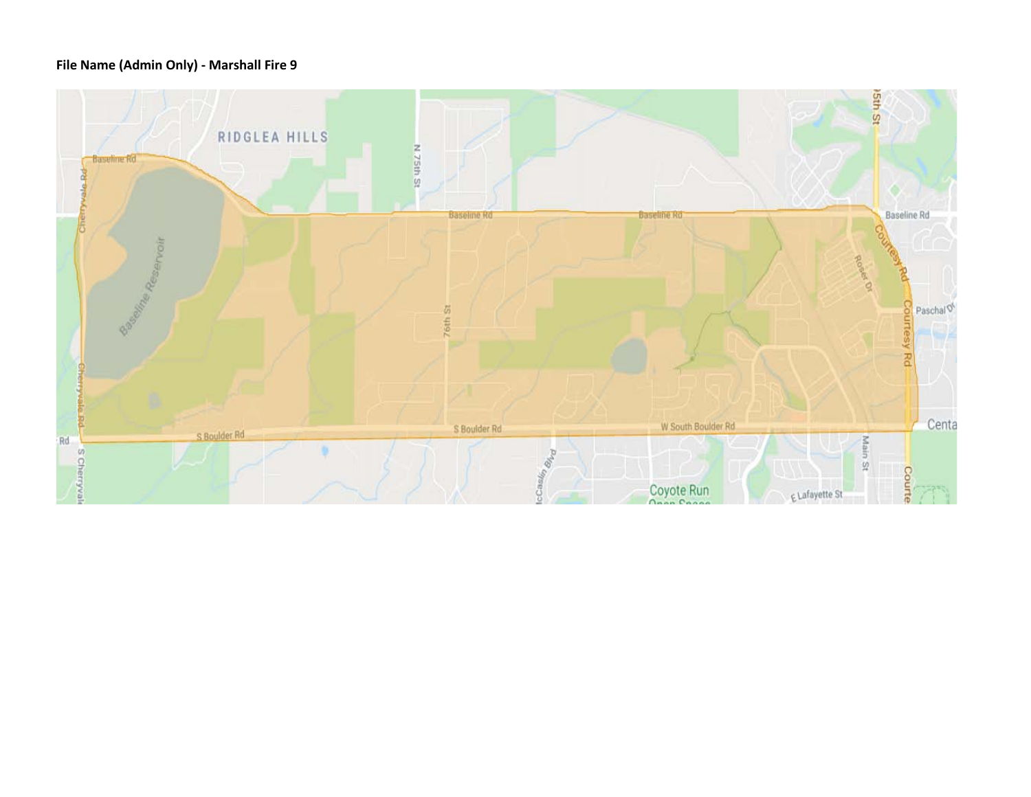**File Name (Admin Only) - Marshall Fire 9**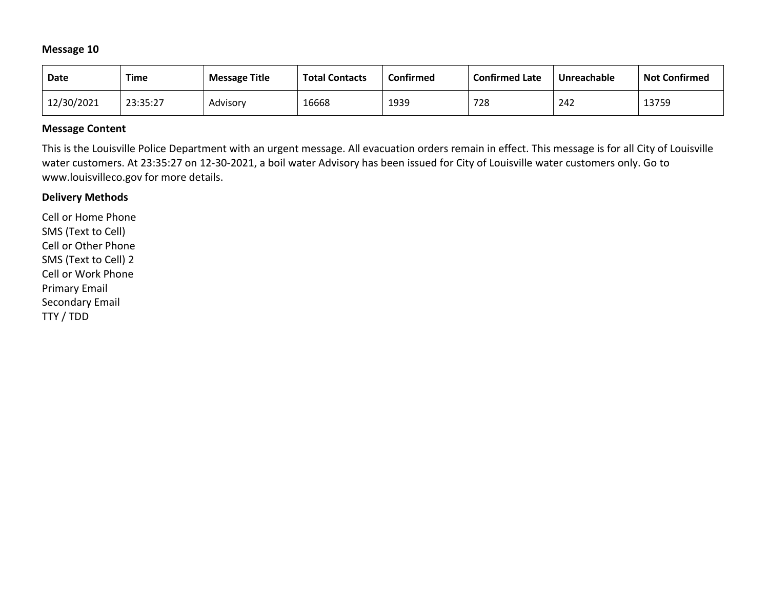**Message 10**

| Date | Time | Message Title | Total Contacts | Confirmed | Confirmed Late | Unreachable | Not Confirmed |
|---|---|---|---|---|---|---|---|
| 12/30/2021 | 23:35:27 | Advisory | 16668 | 1939 | 728 | 242 | 13759 |

**Message Content**

This is the Louisville Police Department with an urgent message. All evacuation orders remain in effect. This message is for all City of Louisville water customers. At 23:35:27 on 12-30-2021, a boil water Advisory has been issued for City of Louisville water customers only. Go to www.louisvilleco.gov for more details.

**Delivery Methods**

Cell or Home Phone
SMS (Text to Cell)
Cell or Other Phone
SMS (Text to Cell) 2
Cell or Work Phone
Primary Email
Secondary Email
TTY / TDD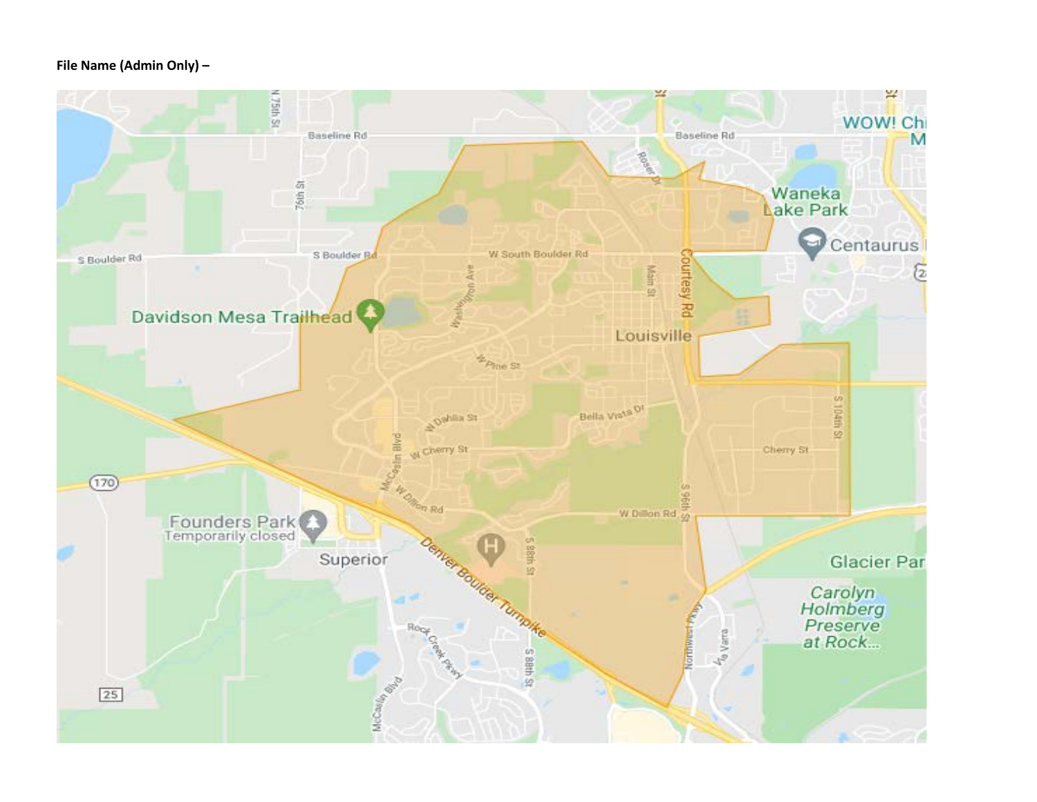**File Name (Admin Only) –**

N 75th St
Baseline Rd
Baseline Rd
76th St
Roser Dr
WOW! Chi
M
Waneka
Lake Park
Centaurus
S Boulder Rd
S Boulder Rd
W South Boulder Rd
Washington Ave
Main St
Courtesy Rd
Davidson Mesa Trailhead
Louisville
W Pine St
W Dahlia St
Bella Vista Dr
W Cherry St
Cherry St
S 104th St
McCaslin Blvd
W Dillon Rd
W Dillon Rd
S 96th St
170
Founders Park
Temporarily closed
Superior
Denver Boulder Turnpike
S 88th St
Glacier Par
Carolyn
Holmberg
Preserve
at Rock...
Rock Creek Pkwy
S 88th St
McCaslin Blvd
Northwest Pkwy
Via Varra
25